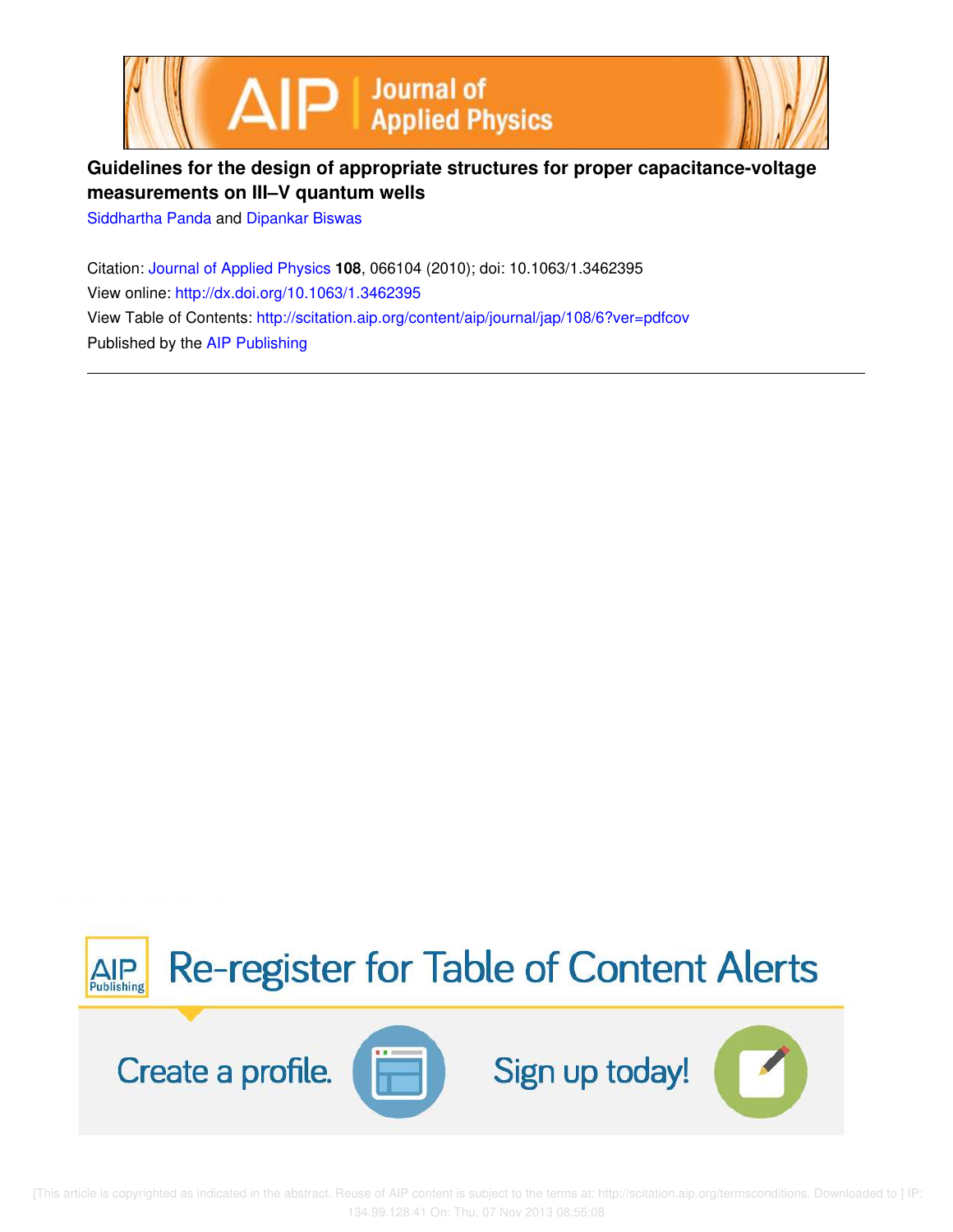# Guidelines for the design of appropriate structures for proper capacitance-voltage measurements on III–V quantum wells

Siddhartha Panda and Dipankar Biswas

Citation: Journal of Applied Physics **108**, 066104 (2010); doi: 10.1063/1.3462395

View online: http://dx.doi.org/10.1063/1.3462395

View Table of Contents: http://scitation.aip.org/content/aip/journal/jap/108/6?ver=pdfcov

Published by the AIP Publishing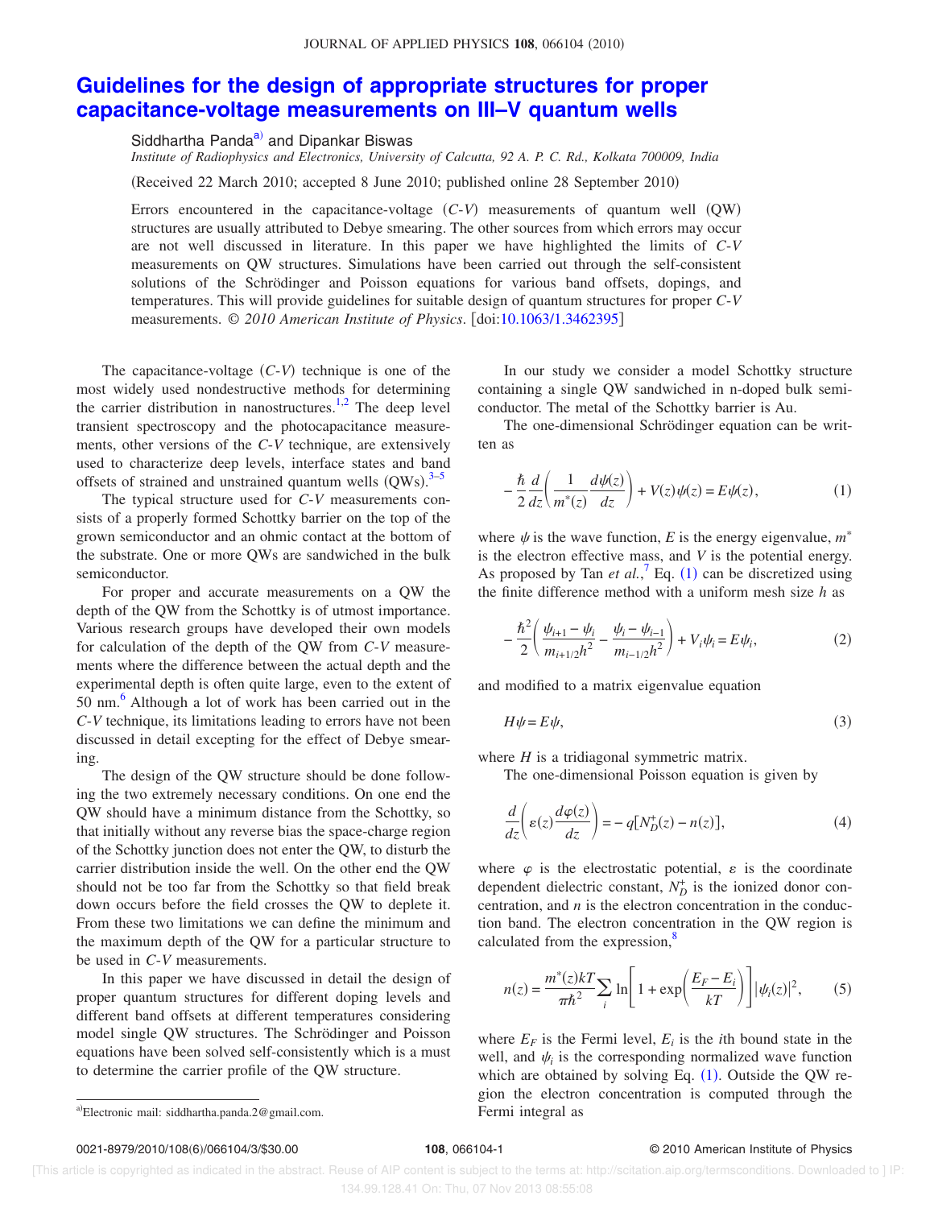# Guidelines for the design of appropriate structures for proper capacitance-voltage measurements on III–V quantum wells

Siddhartha Panda[a] and Dipankar Biswas

*Institute of Radiophysics and Electronics, University of Calcutta, 92 A. P. C. Rd., Kolkata 700009, India*

(Received 22 March 2010; accepted 8 June 2010; published online 28 September 2010)

Errors encountered in the capacitance-voltage (*C-V*) measurements of quantum well (QW) structures are usually attributed to Debye smearing. The other sources from which errors may occur are not well discussed in literature. In this paper we have highlighted the limits of *C-V* measurements on QW structures. Simulations have been carried out through the self-consistent solutions of the Schrödinger and Poisson equations for various band offsets, dopings, and temperatures. This will provide guidelines for suitable design of quantum structures for proper *C-V* measurements. © *2010 American Institute of Physics*. [doi:10.1063/1.3462395]

The capacitance-voltage (*C-V*) technique is one of the most widely used nondestructive methods for determining the carrier distribution in nanostructures.[1,2] The deep level transient spectroscopy and the photocapacitance measurements, other versions of the *C-V* technique, are extensively used to characterize deep levels, interface states and band offsets of strained and unstrained quantum wells (QWs).[3–5]

The typical structure used for *C-V* measurements consists of a properly formed Schottky barrier on the top of the grown semiconductor and an ohmic contact at the bottom of the substrate. One or more QWs are sandwiched in the bulk semiconductor.

For proper and accurate measurements on a QW the depth of the QW from the Schottky is of utmost importance. Various research groups have developed their own models for calculation of the depth of the QW from *C-V* measurements where the difference between the actual depth and the experimental depth is often quite large, even to the extent of 50 nm.[6] Although a lot of work has been carried out in the *C-V* technique, its limitations leading to errors have not been discussed in detail excepting for the effect of Debye smearing.

The design of the QW structure should be done following the two extremely necessary conditions. On one end the QW should have a minimum distance from the Schottky, so that initially without any reverse bias the space-charge region of the Schottky junction does not enter the QW, to disturb the carrier distribution inside the well. On the other end the QW should not be too far from the Schottky so that field break down occurs before the field crosses the QW to deplete it. From these two limitations we can define the minimum and the maximum depth of the QW for a particular structure to be used in *C-V* measurements.

In this paper we have discussed in detail the design of proper quantum structures for different doping levels and different band offsets at different temperatures considering model single QW structures. The Schrödinger and Poisson equations have been solved self-consistently which is a must to determine the carrier profile of the QW structure.

In our study we consider a model Schottky structure containing a single QW sandwiched in n-doped bulk semiconductor. The metal of the Schottky barrier is Au.

The one-dimensional Schrödinger equation can be written as

$$-\frac{\hbar}{2}\frac{d}{dz}\left(\frac{1}{m^*(z)}\frac{d\psi(z)}{dz}\right)+V(z)\psi(z)=E\psi(z), \tag{1}$$

where $\psi$ is the wave function, $E$ is the energy eigenvalue, $m^*$ is the electron effective mass, and $V$ is the potential energy. As proposed by Tan *et al.*,[7] Eq. (1) can be discretized using the finite difference method with a uniform mesh size $h$ as

$$-\frac{\hbar^2}{2}\left(\frac{\psi_{i+1}-\psi_i}{m_{i+1/2}h^2}-\frac{\psi_i-\psi_{i-1}}{m_{i-1/2}h^2}\right)+V_i\psi_i=E\psi_i, \tag{2}$$

and modified to a matrix eigenvalue equation

$$H\psi=E\psi, \tag{3}$$

where $H$ is a tridiagonal symmetric matrix.

The one-dimensional Poisson equation is given by

$$\frac{d}{dz}\left(\varepsilon(z)\frac{d\varphi(z)}{dz}\right)=-q[N_D^+(z)-n(z)], \tag{4}$$

where $\varphi$ is the electrostatic potential, $\varepsilon$ is the coordinate dependent dielectric constant, $N_D^+$ is the ionized donor concentration, and $n$ is the electron concentration in the conduction band. The electron concentration in the QW region is calculated from the expression,[8]

$$n(z)=\frac{m^*(z)kT}{\pi\hbar^2}\sum_i \ln\left[1+\exp\left(\frac{E_F-E_i}{kT}\right)\right]|\psi_i(z)|^2, \tag{5}$$

where $E_F$ is the Fermi level, $E_i$ is the $i$th bound state in the well, and $\psi_i$ is the corresponding normalized wave function which are obtained by solving Eq. (1). Outside the QW region the electron concentration is computed through the Fermi integral as

[a]Electronic mail: siddhartha.panda.2@gmail.com.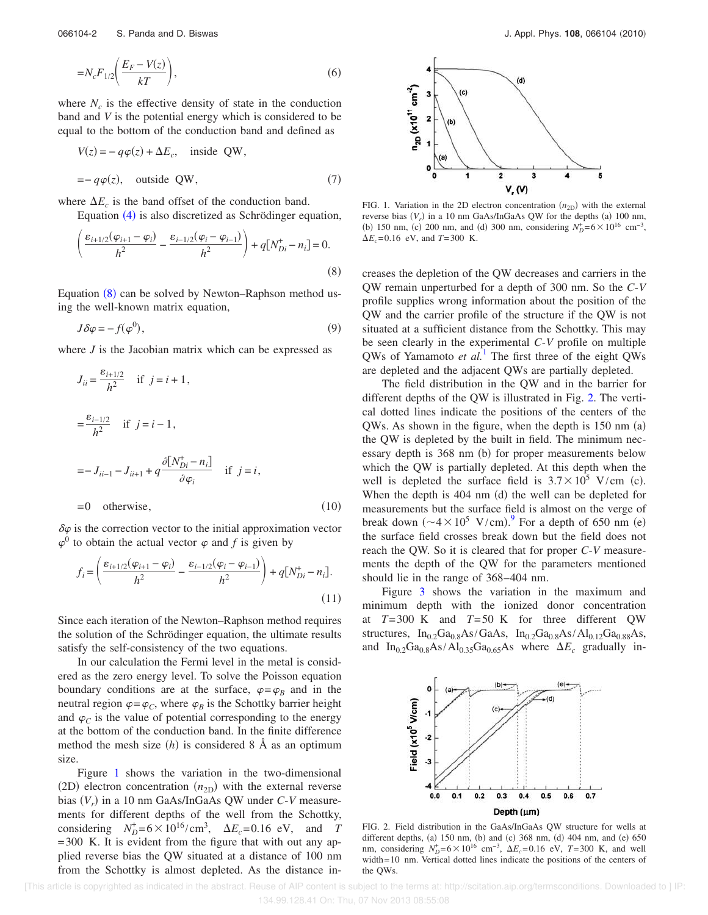$$=N_c F_{1/2}\left(\frac{E_F - V(z)}{kT}\right), \tag{6}$$

where $N_c$ is the effective density of state in the conduction band and $V$ is the potential energy which is considered to be equal to the bottom of the conduction band and defined as

$$V(z) = -q\varphi(z) + \Delta E_c, \quad \text{inside QW},$$

$$= -q\varphi(z), \quad \text{outside QW}, \tag{7}$$

where $\Delta E_c$ is the band offset of the conduction band.

Equation (4) is also discretized as Schrödinger equation,

$$\left(\frac{\varepsilon_{i+1/2}(\varphi_{i+1}-\varphi_i)}{h^2} - \frac{\varepsilon_{i-1/2}(\varphi_i - \varphi_{i-1})}{h^2}\right) + q[N_{Di}^+ - n_i] = 0. \tag{8}$$

Equation (8) can be solved by Newton–Raphson method using the well-known matrix equation,

$$J\delta\varphi = -f(\varphi^0), \tag{9}$$

where $J$ is the Jacobian matrix which can be expressed as

$$J_{ii} = \frac{\varepsilon_{i+1/2}}{h^2} \quad \text{if } j = i+1,$$

$$= \frac{\varepsilon_{i-1/2}}{h^2} \quad \text{if } j = i-1,$$

$$= -J_{ii-1} - J_{ii+1} + q\frac{\partial[N_{Di}^+ - n_i]}{\partial \varphi_i} \quad \text{if } j = i,$$

$$= 0 \quad \text{otherwise}, \tag{10}$$

$\delta\varphi$ is the correction vector to the initial approximation vector $\varphi^0$ to obtain the actual vector $\varphi$ and $f$ is given by

$$f_i = \left(\frac{\varepsilon_{i+1/2}(\varphi_{i+1}-\varphi_i)}{h^2} - \frac{\varepsilon_{i-1/2}(\varphi_i - \varphi_{i-1})}{h^2}\right) + q[N_{Di}^+ - n_i]. \tag{11}$$

Since each iteration of the Newton–Raphson method requires the solution of the Schrödinger equation, the ultimate results satisfy the self-consistency of the two equations.

In our calculation the Fermi level in the metal is considered as the zero energy level. To solve the Poisson equation boundary conditions are at the surface, $\varphi = \varphi_B$ and in the neutral region $\varphi = \varphi_C$, where $\varphi_B$ is the Schottky barrier height and $\varphi_C$ is the value of potential corresponding to the energy at the bottom of the conduction band. In the finite difference method the mesh size ($h$) is considered 8 Å as an optimum size.

Figure 1 shows the variation in the two-dimensional (2D) electron concentration ($n_{2D}$) with the external reverse bias ($V_r$) in a 10 nm GaAs/InGaAs QW under *C-V* measurements for different depths of the well from the Schottky, considering $N_D^+ = 6\times 10^{16}/\text{cm}^3$, $\Delta E_c = 0.16$ eV, and $T = 300$ K. It is evident from the figure that with out any applied reverse bias the QW situated at a distance of 100 nm from the Schottky is almost depleted. As the distance increases the depletion of the QW decreases and carriers in the QW remain unperturbed for a depth of 300 nm. So the *C-V* profile supplies wrong information about the position of the QW and the carrier profile of the structure if the QW is not situated at a sufficient distance from the Schottky. This may be seen clearly in the experimental *C-V* profile on multiple QWs of Yamamoto *et al.*[1] The first three of the eight QWs are depleted and the adjacent QWs are partially depleted.

FIG. 1. Variation in the 2D electron concentration ($n_{2D}$) with the external reverse bias ($V_r$) in a 10 nm GaAs/InGaAs QW for the depths (a) 100 nm, (b) 150 nm, (c) 200 nm, and (d) 300 nm, considering $N_D^+ = 6\times 10^{16}$ cm$^{-3}$, $\Delta E_c = 0.16$ eV, and $T = 300$ K.

The field distribution in the QW and in the barrier for different depths of the QW is illustrated in Fig. 2. The vertical dotted lines indicate the positions of the centers of the QWs. As shown in the figure, when the depth is 150 nm (a) the QW is depleted by the built in field. The minimum necessary depth is 368 nm (b) for proper measurements below which the QW is partially depleted. At this depth when the well is depleted the surface field is $3.7\times 10^5$ V/cm (c). When the depth is 404 nm (d) the well can be depleted for measurements but the surface field is almost on the verge of break down ($\sim 4\times 10^5$ V/cm).[9] For a depth of 650 nm (e) the surface field crosses break down but the field does not reach the QW. So it is cleared that for proper *C-V* measurements the depth of the QW for the parameters mentioned should lie in the range of 368–404 nm.

Figure 3 shows the variation in the maximum and minimum depth with the ionized donor concentration at $T = 300$ K and $T = 50$ K for three different QW structures, $In_{0.2}Ga_{0.8}As/GaAs$, $In_{0.2}Ga_{0.8}As/Al_{0.12}Ga_{0.88}As$, and $In_{0.2}Ga_{0.8}As/Al_{0.35}Ga_{0.65}As$ where $\Delta E_c$ gradually in-

FIG. 2. Field distribution in the GaAs/InGaAs QW structure for wells at different depths, (a) 150 nm, (b) and (c) 368 nm, (d) 404 nm, and (e) 650 nm, considering $N_D^+ = 6\times 10^{16}$ cm$^{-3}$, $\Delta E_c = 0.16$ eV, $T = 300$ K, and well width = 10 nm. Vertical dotted lines indicate the positions of the centers of the QWs.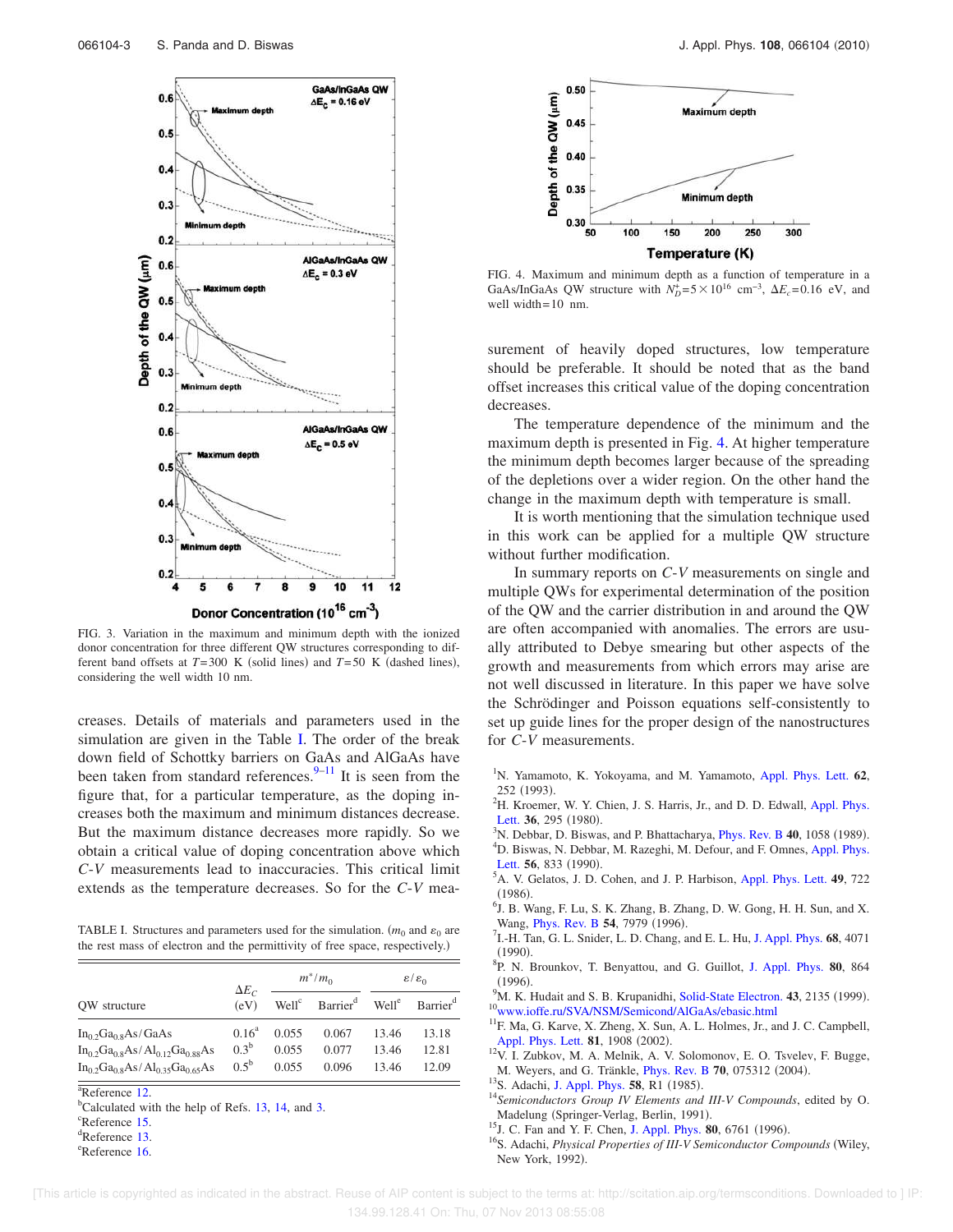GaAs/InGaAs QW
$\Delta E_C$ = 0.16 eV
Maximum depth
Minimum depth

AlGaAs/InGaAs QW
$\Delta E_C$ = 0.3 eV
Maximum depth
Minimum depth

AlGaAs/InGaAs QW
$\Delta E_C$ = 0.5 eV
Maximum depth
Minimum depth

Depth of the QW (μm)

Donor Concentration ($10^{16}$ cm$^{-3}$)

FIG. 3. Variation in the maximum and minimum depth with the ionized donor concentration for three different QW structures corresponding to different band offsets at $T$=300 K (solid lines) and $T$=50 K (dashed lines), considering the well width 10 nm.

creases. Details of materials and parameters used in the simulation are given in the Table I. The order of the break down field of Schottky barriers on GaAs and AlGaAs have been taken from standard references.[9–11] It is seen from the figure that, for a particular temperature, as the doping increases both the maximum and minimum distances decrease. But the maximum distance decreases more rapidly. So we obtain a critical value of doping concentration above which *C-V* measurements lead to inaccuracies. This critical limit extends as the temperature decreases. So for the *C-V* measurement of heavily doped structures, low temperature should be preferable. It should be noted that as the band offset increases this critical value of the doping concentration decreases.

TABLE I. Structures and parameters used for the simulation. ($m_0$ and $\varepsilon_0$ are the rest mass of electron and the permittivity of free space, respectively.)

| QW structure | $\Delta E_C$ (eV) | $m^*/m_0$ | | $\varepsilon/\varepsilon_0$ | |
|---|---|---|---|---|---|
| | | Well[c] | Barrier[d] | Well[e] | Barrier[d] |
| $In_{0.2}Ga_{0.8}As/GaAs$ | 0.16[a] | 0.055 | 0.067 | 13.46 | 13.18 |
| $In_{0.2}Ga_{0.8}As/Al_{0.12}Ga_{0.88}As$ | 0.3[b] | 0.055 | 0.077 | 13.46 | 12.81 |
| $In_{0.2}Ga_{0.8}As/Al_{0.35}Ga_{0.65}As$ | 0.5[b] | 0.055 | 0.096 | 13.46 | 12.09 |

[a]Reference 12.
[b]Calculated with the help of Refs. 13, 14, and 3.
[c]Reference 15.
[d]Reference 13.
[e]Reference 16.

Depth of the QW (μm)
Maximum depth
Minimum depth
Temperature (K)

FIG. 4. Maximum and minimum depth as a function of temperature in a GaAs/InGaAs QW structure with $N_D^+ = 5 \times 10^{16}$ cm$^{-3}$, $\Delta E_c$=0.16 eV, and well width=10 nm.

The temperature dependence of the minimum and the maximum depth is presented in Fig. 4. At higher temperature the minimum depth becomes larger because of the spreading of the depletions over a wider region. On the other hand the change in the maximum depth with temperature is small.

It is worth mentioning that the simulation technique used in this work can be applied for a multiple QW structure without further modification.

In summary reports on *C-V* measurements on single and multiple QWs for experimental determination of the position of the QW and the carrier distribution in and around the QW are often accompanied with anomalies. The errors are usually attributed to Debye smearing but other aspects of the growth and measurements from which errors may arise are not well discussed in literature. In this paper we have solve the Schrödinger and Poisson equations self-consistently to set up guide lines for the proper design of the nanostructures for *C-V* measurements.

[1]N. Yamamoto, K. Yokoyama, and M. Yamamoto, Appl. Phys. Lett. **62**, 252 (1993).
[2]H. Kroemer, W. Y. Chien, J. S. Harris, Jr., and D. D. Edwall, Appl. Phys. Lett. **36**, 295 (1980).
[3]N. Debbar, D. Biswas, and P. Bhattacharya, Phys. Rev. B **40**, 1058 (1989).
[4]D. Biswas, N. Debbar, M. Razeghi, M. Defour, and F. Omnes, Appl. Phys. Lett. **56**, 833 (1990).
[5]A. V. Gelatos, J. D. Cohen, and J. P. Harbison, Appl. Phys. Lett. **49**, 722 (1986).
[6]J. B. Wang, F. Lu, S. K. Zhang, B. Zhang, D. W. Gong, H. H. Sun, and X. Wang, Phys. Rev. B **54**, 7979 (1996).
[7]I.-H. Tan, G. L. Snider, L. D. Chang, and E. L. Hu, J. Appl. Phys. **68**, 4071 (1990).
[8]P. N. Brounkov, T. Benyattou, and G. Guillot, J. Appl. Phys. **80**, 864 (1996).
[9]M. K. Hudait and S. B. Krupanidhi, Solid-State Electron. **43**, 2135 (1999).
[10]www.ioffe.ru/SVA/NSM/Semicond/AlGaAs/ebasic.html
[11]F. Ma, G. Karve, X. Zheng, X. Sun, A. L. Holmes, Jr., and J. C. Campbell, Appl. Phys. Lett. **81**, 1908 (2002).
[12]V. I. Zubkov, M. A. Melnik, A. V. Solomonov, E. O. Tsvelev, F. Bugge, M. Weyers, and G. Tränkle, Phys. Rev. B **70**, 075312 (2004).
[13]S. Adachi, J. Appl. Phys. **58**, R1 (1985).
[14]*Semiconductors Group IV Elements and III-V Compounds*, edited by O. Madelung (Springer-Verlag, Berlin, 1991).
[15]J. C. Fan and Y. F. Chen, J. Appl. Phys. **80**, 6761 (1996).
[16]S. Adachi, *Physical Properties of III-V Semiconductor Compounds* (Wiley, New York, 1992).